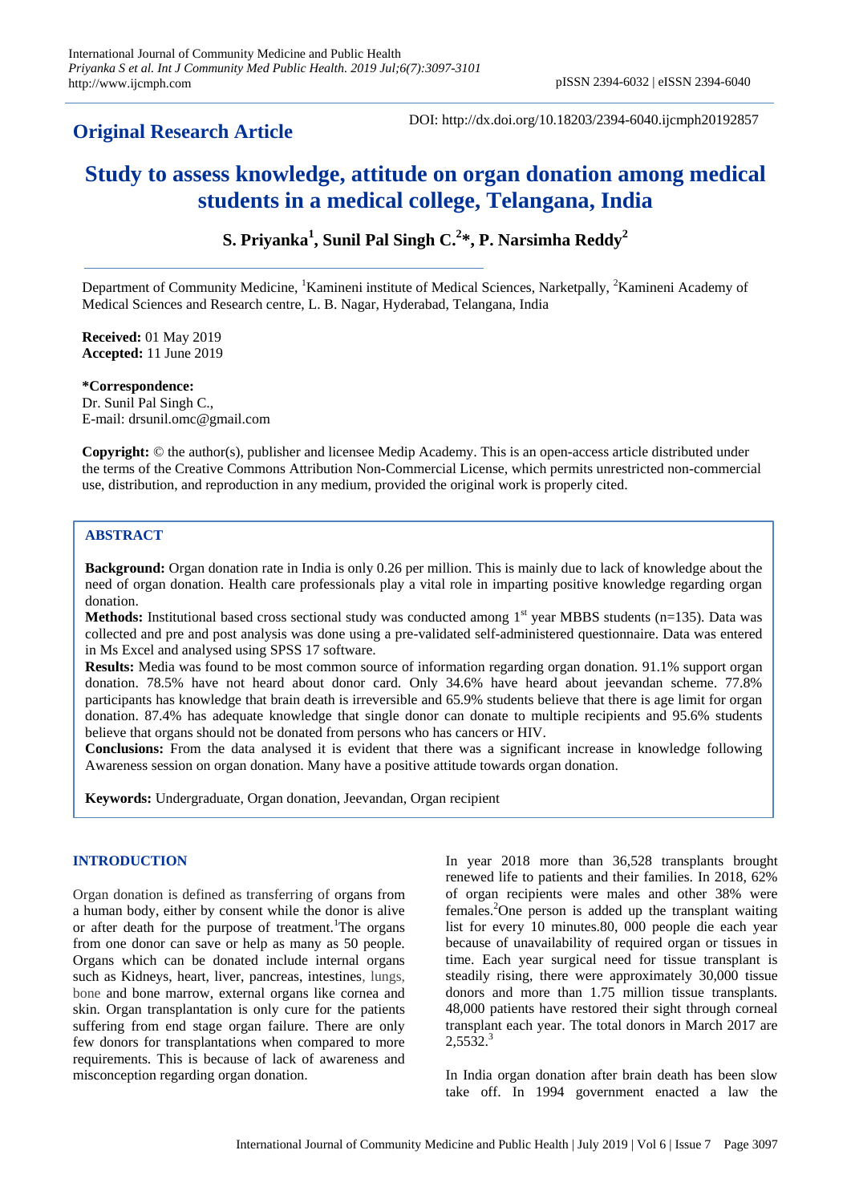## Original Research Article

DOI: http://dx.doi.org/10.18203/2394-6040.ijcmph20192857

# Study to assess knowledge, attitude on organ donation among medical students in a medical college, Telangana, India

**S. Priyanka[1], Sunil Pal Singh C.[2]*, P. Narsimha Reddy[2]**

Department of Community Medicine, [1]Kamineni institute of Medical Sciences, Narketpally, [2]Kamineni Academy of Medical Sciences and Research centre, L. B. Nagar, Hyderabad, Telangana, India

**Received:** 01 May 2019
**Accepted:** 11 June 2019

**\*Correspondence:**
Dr. Sunil Pal Singh C.,
E-mail: drsunil.omc@gmail.com

**Copyright:** © the author(s), publisher and licensee Medip Academy. This is an open-access article distributed under the terms of the Creative Commons Attribution Non-Commercial License, which permits unrestricted non-commercial use, distribution, and reproduction in any medium, provided the original work is properly cited.

## ABSTRACT

**Background:** Organ donation rate in India is only 0.26 per million. This is mainly due to lack of knowledge about the need of organ donation. Health care professionals play a vital role in imparting positive knowledge regarding organ donation.

**Methods:** Institutional based cross sectional study was conducted among 1st year MBBS students (n=135). Data was collected and pre and post analysis was done using a pre-validated self-administered questionnaire. Data was entered in Ms Excel and analysed using SPSS 17 software.

**Results:** Media was found to be most common source of information regarding organ donation. 91.1% support organ donation. 78.5% have not heard about donor card. Only 34.6% have heard about jeevandan scheme. 77.8% participants has knowledge that brain death is irreversible and 65.9% students believe that there is age limit for organ donation. 87.4% has adequate knowledge that single donor can donate to multiple recipients and 95.6% students believe that organs should not be donated from persons who has cancers or HIV.

**Conclusions:** From the data analysed it is evident that there was a significant increase in knowledge following Awareness session on organ donation. Many have a positive attitude towards organ donation.

**Keywords:** Undergraduate, Organ donation, Jeevandan, Organ recipient

## INTRODUCTION

Organ donation is defined as transferring of organs from a human body, either by consent while the donor is alive or after death for the purpose of treatment.[1] The organs from one donor can save or help as many as 50 people. Organs which can be donated include internal organs such as Kidneys, heart, liver, pancreas, intestines, lungs, bone and bone marrow, external organs like cornea and skin. Organ transplantation is only cure for the patients suffering from end stage organ failure. There are only few donors for transplantations when compared to more requirements. This is because of lack of awareness and misconception regarding organ donation.

In year 2018 more than 36,528 transplants brought renewed life to patients and their families. In 2018, 62% of organ recipients were males and other 38% were females.[2] One person is added up the transplant waiting list for every 10 minutes.80, 000 people die each year because of unavailability of required organ or tissues in time. Each year surgical need for tissue transplant is steadily rising, there were approximately 30,000 tissue donors and more than 1.75 million tissue transplants. 48,000 patients have restored their sight through corneal transplant each year. The total donors in March 2017 are 2,5532.[3]

In India organ donation after brain death has been slow take off. In 1994 government enacted a law the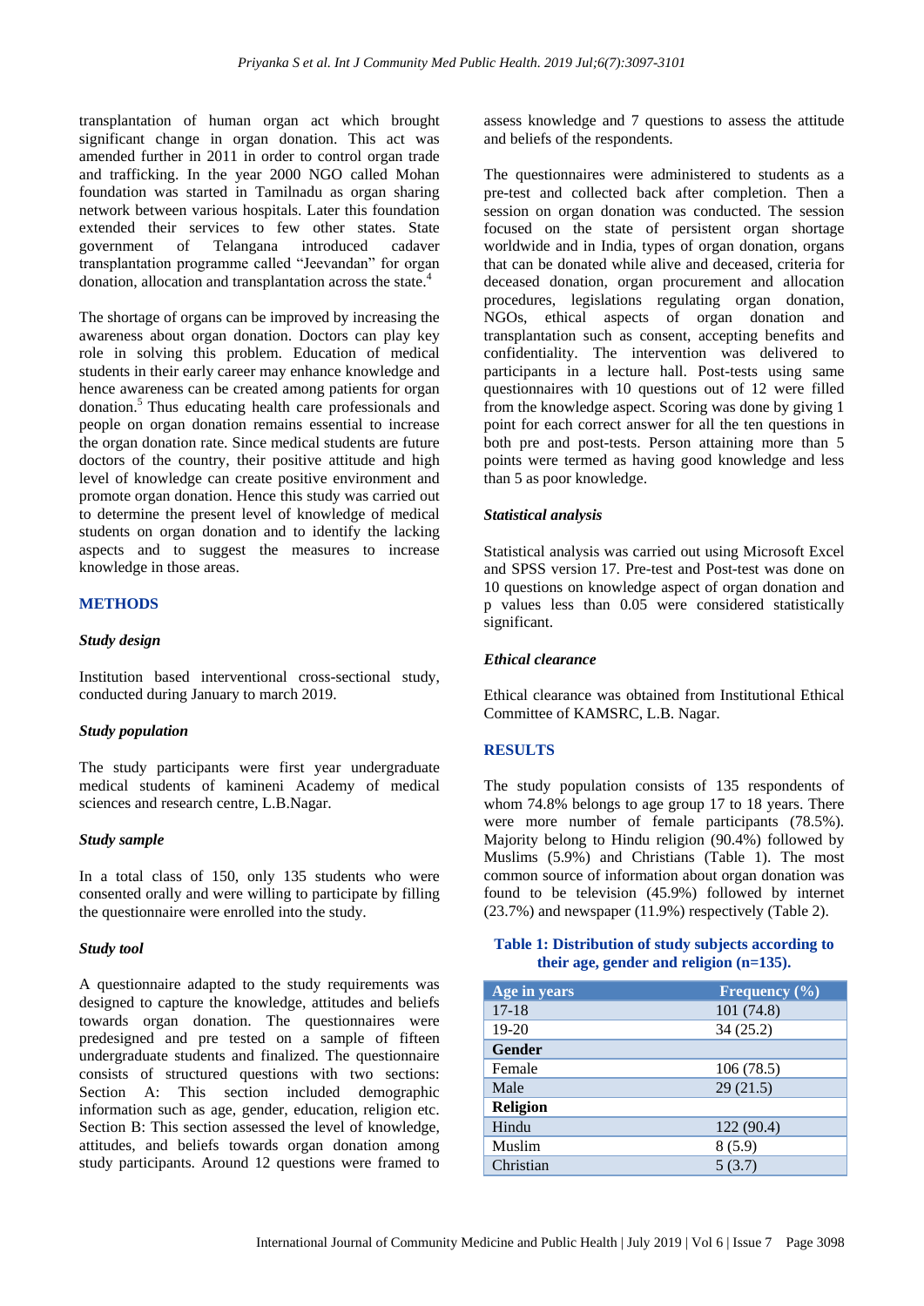transplantation of human organ act which brought significant change in organ donation. This act was amended further in 2011 in order to control organ trade and trafficking. In the year 2000 NGO called Mohan foundation was started in Tamilnadu as organ sharing network between various hospitals. Later this foundation extended their services to few other states. State government of Telangana introduced cadaver transplantation programme called "Jeevandan" for organ donation, allocation and transplantation across the state.[4]

The shortage of organs can be improved by increasing the awareness about organ donation. Doctors can play key role in solving this problem. Education of medical students in their early career may enhance knowledge and hence awareness can be created among patients for organ donation.[5] Thus educating health care professionals and people on organ donation remains essential to increase the organ donation rate. Since medical students are future doctors of the country, their positive attitude and high level of knowledge can create positive environment and promote organ donation. Hence this study was carried out to determine the present level of knowledge of medical students on organ donation and to identify the lacking aspects and to suggest the measures to increase knowledge in those areas.

## METHODS

### Study design

Institution based interventional cross-sectional study, conducted during January to march 2019.

### Study population

The study participants were first year undergraduate medical students of kamineni Academy of medical sciences and research centre, L.B.Nagar.

### Study sample

In a total class of 150, only 135 students who were consented orally and were willing to participate by filling the questionnaire were enrolled into the study.

### Study tool

A questionnaire adapted to the study requirements was designed to capture the knowledge, attitudes and beliefs towards organ donation. The questionnaires were predesigned and pre tested on a sample of fifteen undergraduate students and finalized. The questionnaire consists of structured questions with two sections: Section A: This section included demographic information such as age, gender, education, religion etc. Section B: This section assessed the level of knowledge, attitudes, and beliefs towards organ donation among study participants. Around 12 questions were framed to assess knowledge and 7 questions to assess the attitude and beliefs of the respondents.

The questionnaires were administered to students as a pre-test and collected back after completion. Then a session on organ donation was conducted. The session focused on the state of persistent organ shortage worldwide and in India, types of organ donation, organs that can be donated while alive and deceased, criteria for deceased donation, organ procurement and allocation procedures, legislations regulating organ donation, NGOs, ethical aspects of organ donation and transplantation such as consent, accepting benefits and confidentiality. The intervention was delivered to participants in a lecture hall. Post-tests using same questionnaires with 10 questions out of 12 were filled from the knowledge aspect. Scoring was done by giving 1 point for each correct answer for all the ten questions in both pre and post-tests. Person attaining more than 5 points were termed as having good knowledge and less than 5 as poor knowledge.

### Statistical analysis

Statistical analysis was carried out using Microsoft Excel and SPSS version 17. Pre-test and Post-test was done on 10 questions on knowledge aspect of organ donation and p values less than 0.05 were considered statistically significant.

### Ethical clearance

Ethical clearance was obtained from Institutional Ethical Committee of KAMSRC, L.B. Nagar.

## RESULTS

The study population consists of 135 respondents of whom 74.8% belongs to age group 17 to 18 years. There were more number of female participants (78.5%). Majority belong to Hindu religion (90.4%) followed by Muslims (5.9%) and Christians (Table 1). The most common source of information about organ donation was found to be television (45.9%) followed by internet (23.7%) and newspaper (11.9%) respectively (Table 2).

**Table 1: Distribution of study subjects according to their age, gender and religion (n=135).**

| Age in years | Frequency (%) |
|---|---|
| 17-18 | 101 (74.8) |
| 19-20 | 34 (25.2) |
| **Gender** | |
| Female | 106 (78.5) |
| Male | 29 (21.5) |
| **Religion** | |
| Hindu | 122 (90.4) |
| Muslim | 8 (5.9) |
| Christian | 5 (3.7) |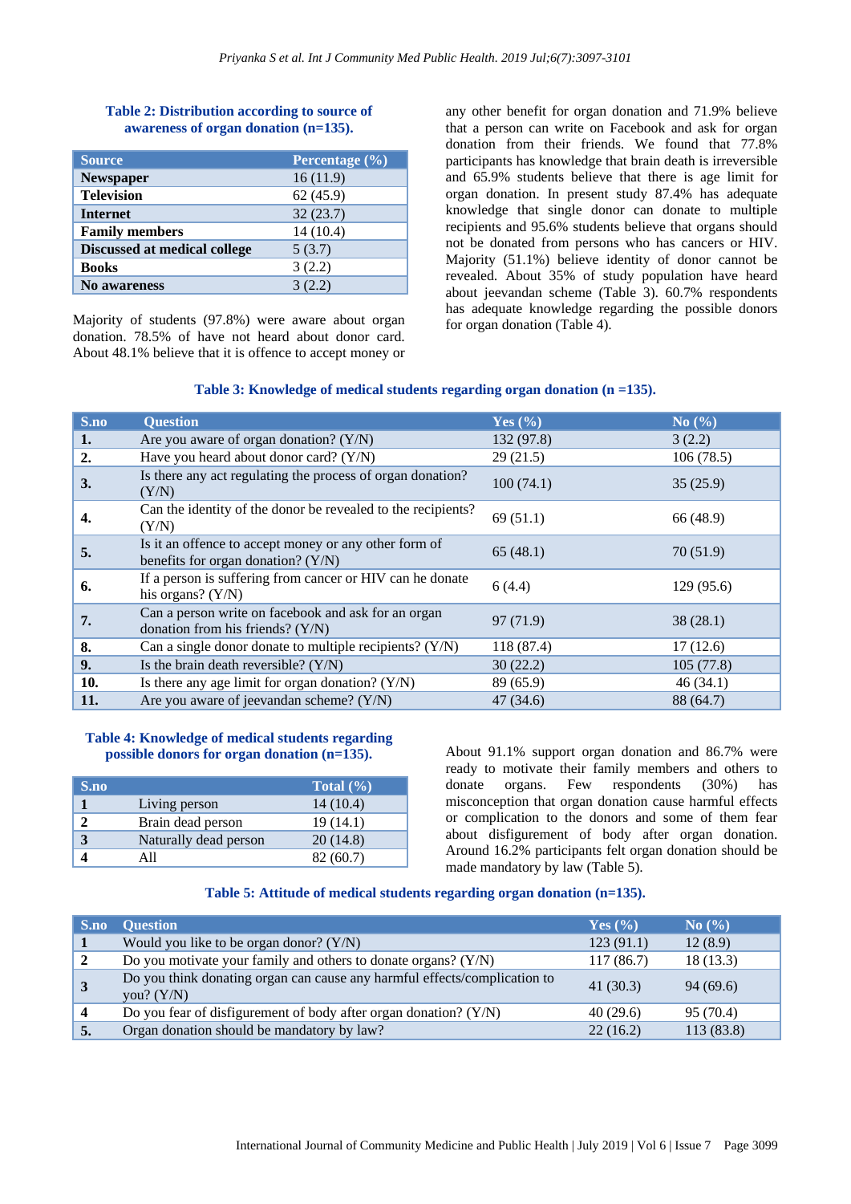**Table 2: Distribution according to source of awareness of organ donation (n=135).**

| Source | Percentage (%) |
|---|---|
| **Newspaper** | 16 (11.9) |
| **Television** | 62 (45.9) |
| **Internet** | 32 (23.7) |
| **Family members** | 14 (10.4) |
| **Discussed at medical college** | 5 (3.7) |
| **Books** | 3 (2.2) |
| **No awareness** | 3 (2.2) |

Majority of students (97.8%) were aware about organ donation. 78.5% of have not heard about donor card. About 48.1% believe that it is offence to accept money or any other benefit for organ donation and 71.9% believe that a person can write on Facebook and ask for organ donation from their friends. We found that 77.8% participants has knowledge that brain death is irreversible and 65.9% students believe that there is age limit for organ donation. In present study 87.4% has adequate knowledge that single donor can donate to multiple recipients and 95.6% students believe that organs should not be donated from persons who has cancers or HIV. Majority (51.1%) believe identity of donor cannot be revealed. About 35% of study population have heard about jeevandan scheme (Table 3). 60.7% respondents has adequate knowledge regarding the possible donors for organ donation (Table 4).

**Table 3: Knowledge of medical students regarding organ donation (n =135).**

| S.no | Question | Yes (%) | No (%) |
|---|---|---|---|
| **1.** | Are you aware of organ donation? (Y/N) | 132 (97.8) | 3 (2.2) |
| **2.** | Have you heard about donor card? (Y/N) | 29 (21.5) | 106 (78.5) |
| **3.** | Is there any act regulating the process of organ donation? (Y/N) | 100 (74.1) | 35 (25.9) |
| **4.** | Can the identity of the donor be revealed to the recipients? (Y/N) | 69 (51.1) | 66 (48.9) |
| **5.** | Is it an offence to accept money or any other form of benefits for organ donation? (Y/N) | 65 (48.1) | 70 (51.9) |
| **6.** | If a person is suffering from cancer or HIV can he donate his organs? (Y/N) | 6 (4.4) | 129 (95.6) |
| **7.** | Can a person write on facebook and ask for an organ donation from his friends? (Y/N) | 97 (71.9) | 38 (28.1) |
| **8.** | Can a single donor donate to multiple recipients? (Y/N) | 118 (87.4) | 17 (12.6) |
| **9.** | Is the brain death reversible? (Y/N) | 30 (22.2) | 105 (77.8) |
| **10.** | Is there any age limit for organ donation? (Y/N) | 89 (65.9) | 46 (34.1) |
| **11.** | Are you aware of jeevandan scheme? (Y/N) | 47 (34.6) | 88 (64.7) |

**Table 4: Knowledge of medical students regarding possible donors for organ donation (n=135).**

| S.no | | Total (%) |
|---|---|---|
| **1** | Living person | 14 (10.4) |
| **2** | Brain dead person | 19 (14.1) |
| **3** | Naturally dead person | 20 (14.8) |
| **4** | All | 82 (60.7) |

About 91.1% support organ donation and 86.7% were ready to motivate their family members and others to donate organs. Few respondents (30%) has misconception that organ donation cause harmful effects or complication to the donors and some of them fear about disfigurement of body after organ donation. Around 16.2% participants felt organ donation should be made mandatory by law (Table 5).

**Table 5: Attitude of medical students regarding organ donation (n=135).**

| S.no | Question | Yes (%) | No (%) |
|---|---|---|---|
| **1** | Would you like to be organ donor? (Y/N) | 123 (91.1) | 12 (8.9) |
| **2** | Do you motivate your family and others to donate organs? (Y/N) | 117 (86.7) | 18 (13.3) |
| **3** | Do you think donating organ can cause any harmful effects/complication to you? (Y/N) | 41 (30.3) | 94 (69.6) |
| **4** | Do you fear of disfigurement of body after organ donation? (Y/N) | 40 (29.6) | 95 (70.4) |
| **5.** | Organ donation should be mandatory by law? | 22 (16.2) | 113 (83.8) |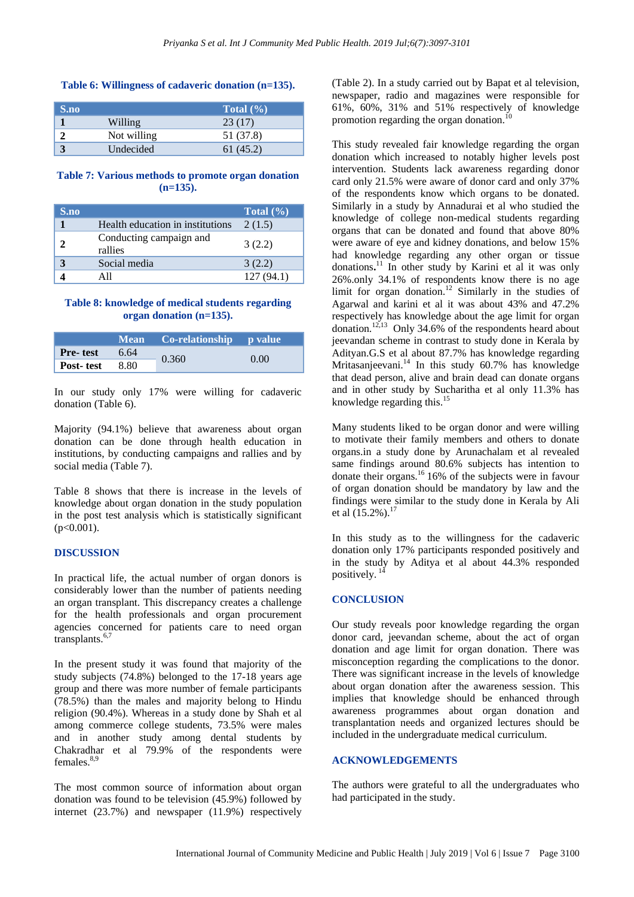**Table 6: Willingness of cadaveric donation (n=135).**

| S.no | | Total (%) |
|---|---|---|
| 1 | Willing | 23 (17) |
| 2 | Not willing | 51 (37.8) |
| 3 | Undecided | 61 (45.2) |

**Table 7: Various methods to promote organ donation (n=135).**

| S.no | | Total (%) |
|---|---|---|
| 1 | Health education in institutions | 2 (1.5) |
| 2 | Conducting campaign and rallies | 3 (2.2) |
| 3 | Social media | 3 (2.2) |
| 4 | All | 127 (94.1) |

**Table 8: knowledge of medical students regarding organ donation (n=135).**

| | Mean | Co-relationship | p value |
|---|---|---|---|
| Pre- test | 6.64 | 0.360 | 0.00 |
| Post- test | 8.80 | | |

In our study only 17% were willing for cadaveric donation (Table 6).

Majority (94.1%) believe that awareness about organ donation can be done through health education in institutions, by conducting campaigns and rallies and by social media (Table 7).

Table 8 shows that there is increase in the levels of knowledge about organ donation in the study population in the post test analysis which is statistically significant ($p<0.001$).

## DISCUSSION

In practical life, the actual number of organ donors is considerably lower than the number of patients needing an organ transplant. This discrepancy creates a challenge for the health professionals and organ procurement agencies concerned for patients care to need organ transplants.[6,7]

In the present study it was found that majority of the study subjects (74.8%) belonged to the 17-18 years age group and there was more number of female participants (78.5%) than the males and majority belong to Hindu religion (90.4%). Whereas in a study done by Shah et al among commerce college students, 73.5% were males and in another study among dental students by Chakradhar et al 79.9% of the respondents were females.[8,9]

The most common source of information about organ donation was found to be television (45.9%) followed by internet (23.7%) and newspaper (11.9%) respectively (Table 2). In a study carried out by Bapat et al television, newspaper, radio and magazines were responsible for 61%, 60%, 31% and 51% respectively of knowledge promotion regarding the organ donation.[10]

This study revealed fair knowledge regarding the organ donation which increased to notably higher levels post intervention. Students lack awareness regarding donor card only 21.5% were aware of donor card and only 37% of the respondents know which organs to be donated. Similarly in a study by Annadurai et al who studied the knowledge of college non-medical students regarding organs that can be donated and found that above 80% were aware of eye and kidney donations, and below 15% had knowledge regarding any other organ or tissue donations.[11] In other study by Karini et al it was only 26%.only 34.1% of respondents know there is no age limit for organ donation.[12] Similarly in the studies of Agarwal and karini et al it was about 43% and 47.2% respectively has knowledge about the age limit for organ donation.[12,13] Only 34.6% of the respondents heard about jeevandan scheme in contrast to study done in Kerala by Adityan.G.S et al about 87.7% has knowledge regarding Mritasanjeevani.[14] In this study 60.7% has knowledge that dead person, alive and brain dead can donate organs and in other study by Sucharitha et al only 11.3% has knowledge regarding this.[15]

Many students liked to be organ donor and were willing to motivate their family members and others to donate organs.in a study done by Arunachalam et al revealed same findings around 80.6% subjects has intention to donate their organs.[16] 16% of the subjects were in favour of organ donation should be mandatory by law and the findings were similar to the study done in Kerala by Ali et al (15.2%).[17]

In this study as to the willingness for the cadaveric donation only 17% participants responded positively and in the study by Aditya et al about 44.3% responded positively.[14]

## CONCLUSION

Our study reveals poor knowledge regarding the organ donor card, jeevandan scheme, about the act of organ donation and age limit for organ donation. There was misconception regarding the complications to the donor. There was significant increase in the levels of knowledge about organ donation after the awareness session. This implies that knowledge should be enhanced through awareness programmes about organ donation and transplantation needs and organized lectures should be included in the undergraduate medical curriculum.

## ACKNOWLEDGEMENTS

The authors were grateful to all the undergraduates who had participated in the study.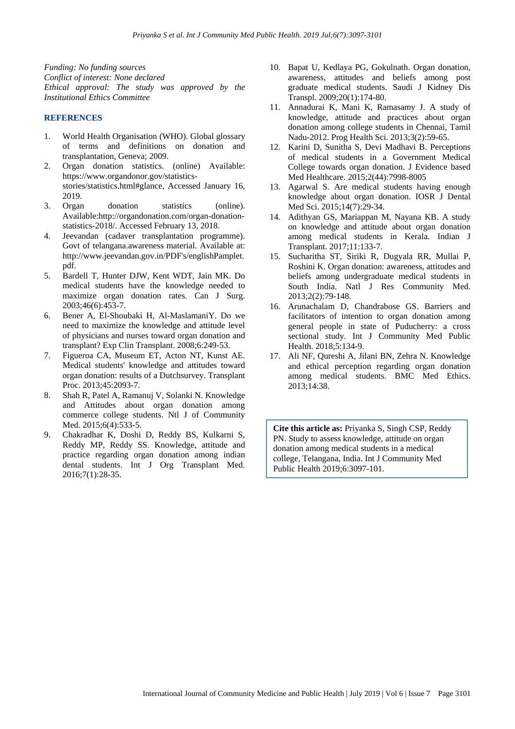*Funding: No funding sources*
*Conflict of interest: None declared*
*Ethical approval: The study was approved by the Institutional Ethics Committee*

## REFERENCES

1. World Health Organisation (WHO). Global glossary of terms and definitions on donation and transplantation, Geneva; 2009.
2. Organ donation statistics. (online) Available: https://www.organdonor.gov/statistics-stories/statistics.html#glance, Accessed January 16, 2019.
3. Organ donation statistics (online). Available:http://organdonation.com/organ-donation-statistics-2018/. Accessed February 13, 2018.
4. Jeevandan (cadaver transplantation programme). Govt of telangana.awareness material. Available at: http://www.jeevandan.gov.in/PDF's/englishPamplet.pdf.
5. Bardell T, Hunter DJW, Kent WDT, Jain MK. Do medical students have the knowledge needed to maximize organ donation rates. Can J Surg. 2003;46(6):453-7.
6. Bener A, El-Shoubaki H, Al-MaslamaniY. Do we need to maximize the knowledge and attitude level of physicians and nurses toward organ donation and transplant? Exp Clin Transplant. 2008;6:249-53.
7. Figueroa CA, Museum ET, Acton NT, Kunst AE. Medical students' knowledge and attitudes toward organ donation: results of a Dutchsurvey. Transplant Proc. 2013;45:2093-7.
8. Shah R, Patel A, Ramanuj V, Solanki N. Knowledge and Attitudes about organ donation among commerce college students. Ntl J of Community Med. 2015;6(4):533-5.
9. Chakradhar K, Doshi D, Reddy BS, Kulkarni S, Reddy MP, Reddy SS. Knowledge, attitude and practice regarding organ donation among indian dental students. Int J Org Transplant Med. 2016;7(1):28-35.
10. Bapat U, Kedlaya PG, Gokulnath. Organ donation, awareness, attitudes and beliefs among post graduate medical students. Saudi J Kidney Dis Transpl. 2009;20(1):174-80.
11. Annadurai K, Mani K, Ramasamy J. A study of knowledge, attitude and practices about organ donation among college students in Chennai, Tamil Nadu-2012. Prog Health Sci. 2013;3(2):59-65.
12. Karini D, Sunitha S, Devi Madhavi B. Perceptions of medical students in a Government Medical College towards organ donation. J Evidence based Med Healthcare. 2015;2(44):7998-8005
13. Agarwal S. Are medical students having enough knowledge about organ donation. IOSR J Dental Med Sci. 2015;14(7):29-34.
14. Adithyan GS, Mariappan M, Nayana KB. A study on knowledge and attitude about organ donation among medical students in Kerala. Indian J Transplant. 2017;11:133-7.
15. Sucharitha ST, Siriki R, Dugyala RR, Mullai P, Roshini K. Organ donation: awareness, attitudes and beliefs among undergraduate medical students in South India. Natl J Res Community Med. 2013;2(2):79-148.
16. Arunachalam D, Chandrabose GS. Barriers and facilitators of intention to organ donation among general people in state of Puducherry: a cross sectional study. Int J Community Med Public Health. 2018;5:134-9.
17. Ali NF, Qureshi A, Jilani BN, Zehra N. Knowledge and ethical perception regarding organ donation among medical students. BMC Med Ethics. 2013;14:38.

**Cite this article as:** Priyanka S, Singh CSP, Reddy PN. Study to assess knowledge, attitude on organ donation among medical students in a medical college, Telangana, India. Int J Community Med Public Health 2019;6:3097-101.